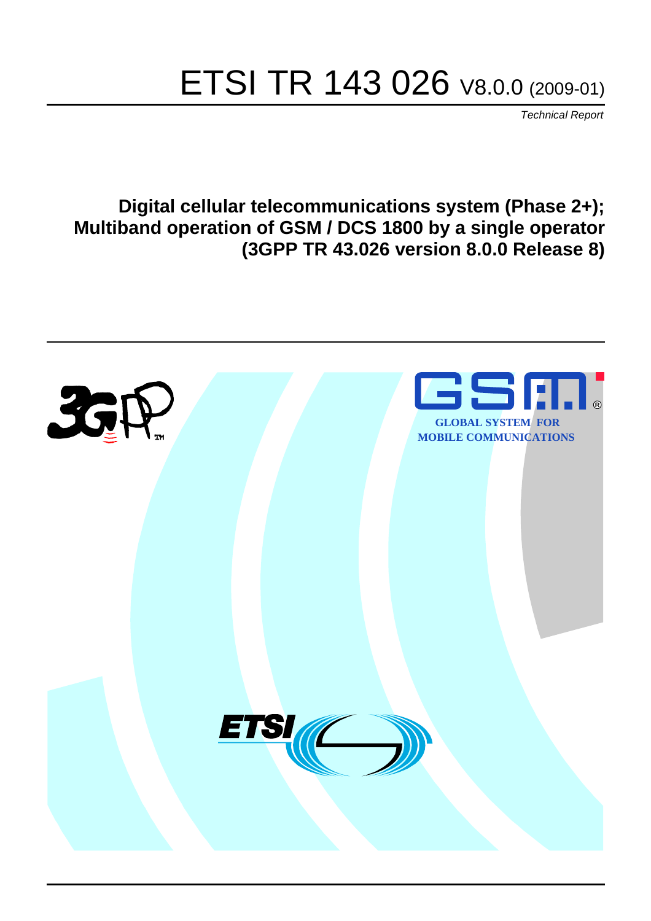# ETSI TR 143 026 V8.0.0 (2009-01)

*Technical Report*

**Digital cellular telecommunications system (Phase 2+); Multiband operation of GSM / DCS 1800 by a single operator (3GPP TR 43.026 version 8.0.0 Release 8)**

GLOBAL SYSTEM FOR MOBILE COMMUNICATIONS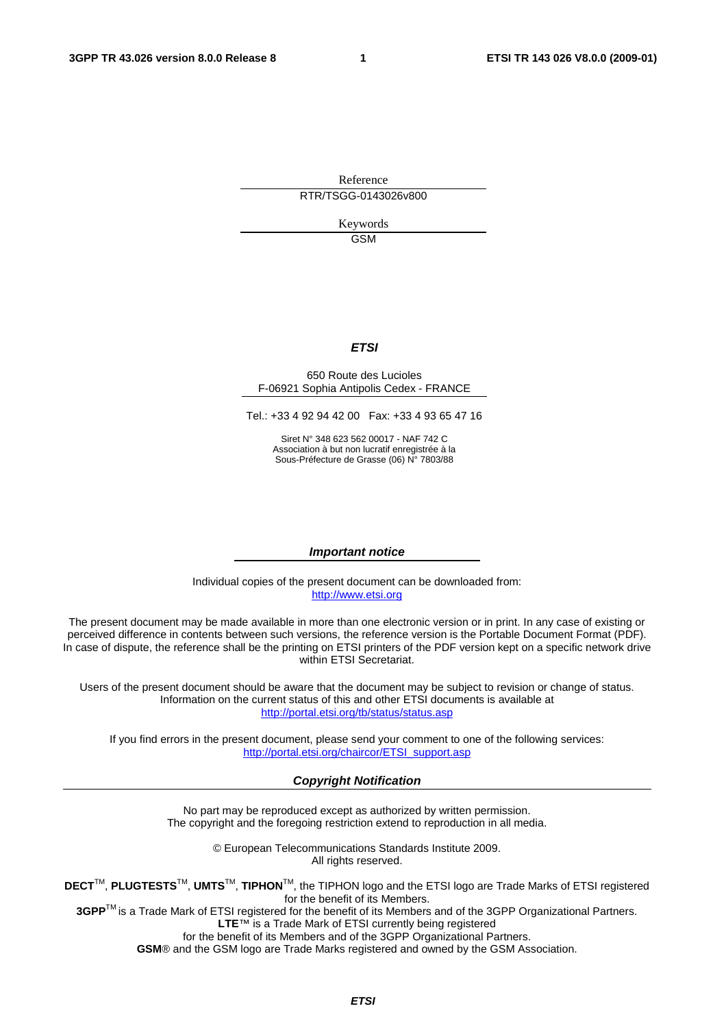Reference

RTR/TSGG-0143026v800

Keywords

GSM

***ETSI***

650 Route des Lucioles
F-06921 Sophia Antipolis Cedex - FRANCE

Tel.: +33 4 92 94 42 00 Fax: +33 4 93 65 47 16

Siret N° 348 623 562 00017 - NAF 742 C
Association à but non lucratif enregistrée à la
Sous-Préfecture de Grasse (06) N° 7803/88

***Important notice***

Individual copies of the present document can be downloaded from:
http://www.etsi.org

The present document may be made available in more than one electronic version or in print. In any case of existing or perceived difference in contents between such versions, the reference version is the Portable Document Format (PDF). In case of dispute, the reference shall be the printing on ETSI printers of the PDF version kept on a specific network drive within ETSI Secretariat.

Users of the present document should be aware that the document may be subject to revision or change of status. Information on the current status of this and other ETSI documents is available at
http://portal.etsi.org/tb/status/status.asp

If you find errors in the present document, please send your comment to one of the following services:
http://portal.etsi.org/chaircor/ETSI_support.asp

***Copyright Notification***

No part may be reproduced except as authorized by written permission.
The copyright and the foregoing restriction extend to reproduction in all media.

© European Telecommunications Standards Institute 2009.
All rights reserved.

**DECT**TM, **PLUGTESTS**TM, **UMTS**TM, **TIPHON**TM, the TIPHON logo and the ETSI logo are Trade Marks of ETSI registered for the benefit of its Members.
**3GPP**TM is a Trade Mark of ETSI registered for the benefit of its Members and of the 3GPP Organizational Partners.
**LTE**™ is a Trade Mark of ETSI currently being registered
for the benefit of its Members and of the 3GPP Organizational Partners.
**GSM**® and the GSM logo are Trade Marks registered and owned by the GSM Association.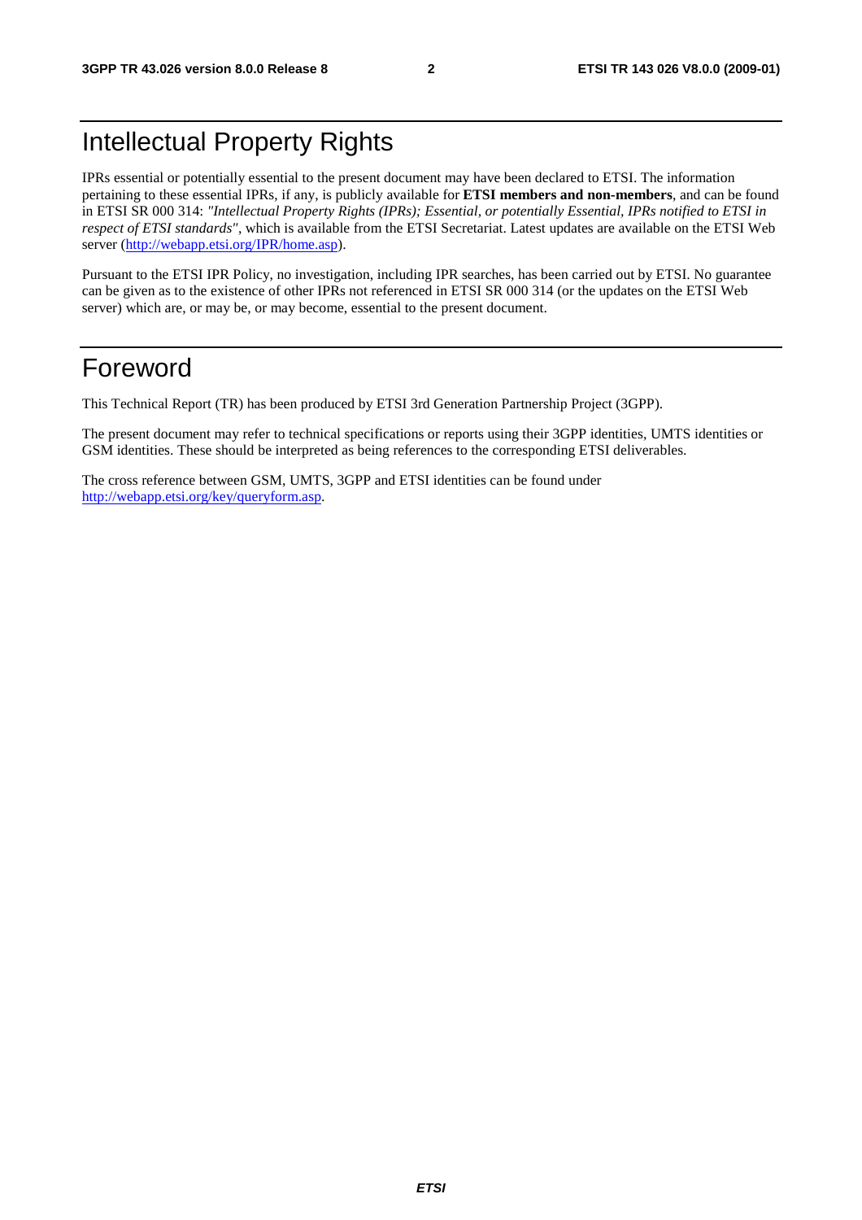# Intellectual Property Rights

IPRs essential or potentially essential to the present document may have been declared to ETSI. The information pertaining to these essential IPRs, if any, is publicly available for **ETSI members and non-members**, and can be found in ETSI SR 000 314: *"Intellectual Property Rights (IPRs); Essential, or potentially Essential, IPRs notified to ETSI in respect of ETSI standards"*, which is available from the ETSI Secretariat. Latest updates are available on the ETSI Web server (http://webapp.etsi.org/IPR/home.asp).

Pursuant to the ETSI IPR Policy, no investigation, including IPR searches, has been carried out by ETSI. No guarantee can be given as to the existence of other IPRs not referenced in ETSI SR 000 314 (or the updates on the ETSI Web server) which are, or may be, or may become, essential to the present document.

# Foreword

This Technical Report (TR) has been produced by ETSI 3rd Generation Partnership Project (3GPP).

The present document may refer to technical specifications or reports using their 3GPP identities, UMTS identities or GSM identities. These should be interpreted as being references to the corresponding ETSI deliverables.

The cross reference between GSM, UMTS, 3GPP and ETSI identities can be found under http://webapp.etsi.org/key/queryform.asp.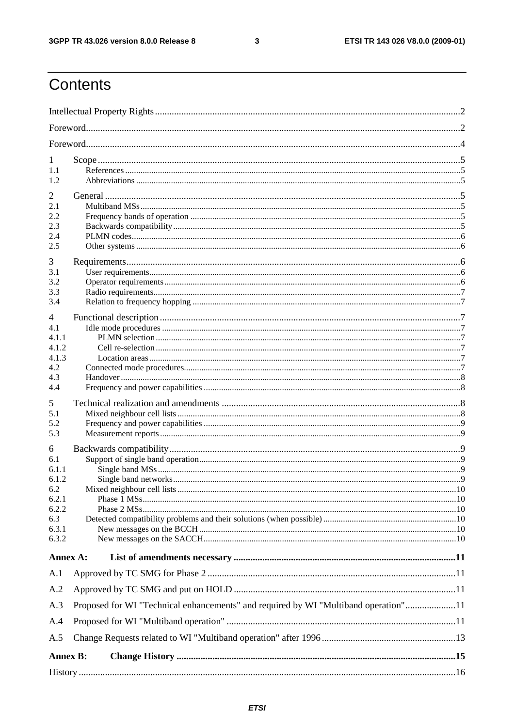# Contents

Intellectual Property Rights ..... 2

Foreword ..... 2

Foreword ..... 4

1 Scope ..... 5
1.1 References ..... 5
1.2 Abbreviations ..... 5

2 General ..... 5
2.1 Multiband MSs ..... 5
2.2 Frequency bands of operation ..... 5
2.3 Backwards compatibility ..... 5
2.4 PLMN codes ..... 6
2.5 Other systems ..... 6

3 Requirements ..... 6
3.1 User requirements ..... 6
3.2 Operator requirements ..... 6
3.3 Radio requirements ..... 7
3.4 Relation to frequency hopping ..... 7

4 Functional description ..... 7
4.1 Idle mode procedures ..... 7
4.1.1 PLMN selection ..... 7
4.1.2 Cell re-selection ..... 7
4.1.3 Location areas ..... 7
4.2 Connected mode procedures ..... 7
4.3 Handover ..... 8
4.4 Frequency and power capabilities ..... 8

5 Technical realization and amendments ..... 8
5.1 Mixed neighbour cell lists ..... 8
5.2 Frequency and power capabilities ..... 9
5.3 Measurement reports ..... 9

6 Backwards compatibility ..... 9
6.1 Support of single band operation ..... 9
6.1.1 Single band MSs ..... 9
6.1.2 Single band networks ..... 9
6.2 Mixed neighbour cell lists ..... 10
6.2.1 Phase 1 MSs ..... 10
6.2.2 Phase 2 MSs ..... 10
6.3 Detected compatibility problems and their solutions (when possible) ..... 10
6.3.1 New messages on the BCCH ..... 10
6.3.2 New messages on the SACCH ..... 10

**Annex A: List of amendments necessary ..... 11**

A.1 Approved by TC SMG for Phase 2 ..... 11

A.2 Approved by TC SMG and put on HOLD ..... 11

A.3 Proposed for WI "Technical enhancements" and required by WI "Multiband operation" ..... 11

A.4 Proposed for WI "Multiband operation" ..... 11

A.5 Change Requests related to WI "Multiband operation" after 1996 ..... 13

**Annex B: Change History ..... 15**

History ..... 16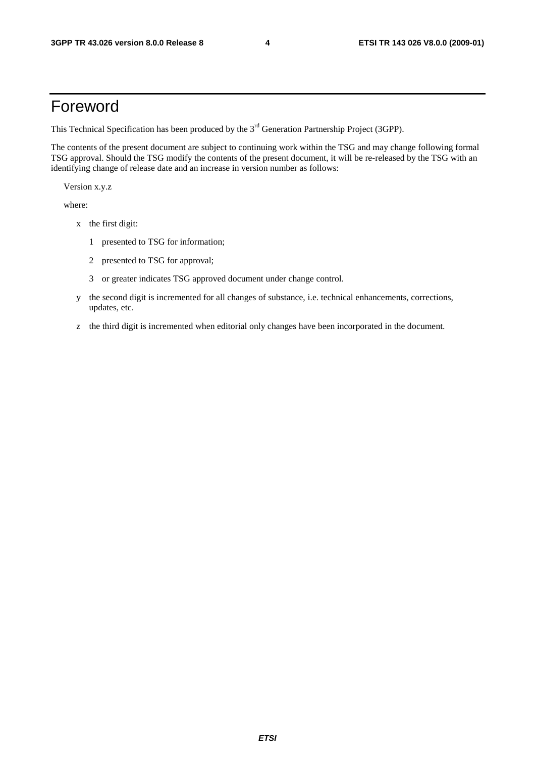# Foreword

This Technical Specification has been produced by the 3rd Generation Partnership Project (3GPP).

The contents of the present document are subject to continuing work within the TSG and may change following formal TSG approval. Should the TSG modify the contents of the present document, it will be re-released by the TSG with an identifying change of release date and an increase in version number as follows:

Version x.y.z

where:

- x the first digit:
  - 1 presented to TSG for information;
  - 2 presented to TSG for approval;
  - 3 or greater indicates TSG approved document under change control.
- y the second digit is incremented for all changes of substance, i.e. technical enhancements, corrections, updates, etc.
- z the third digit is incremented when editorial only changes have been incorporated in the document.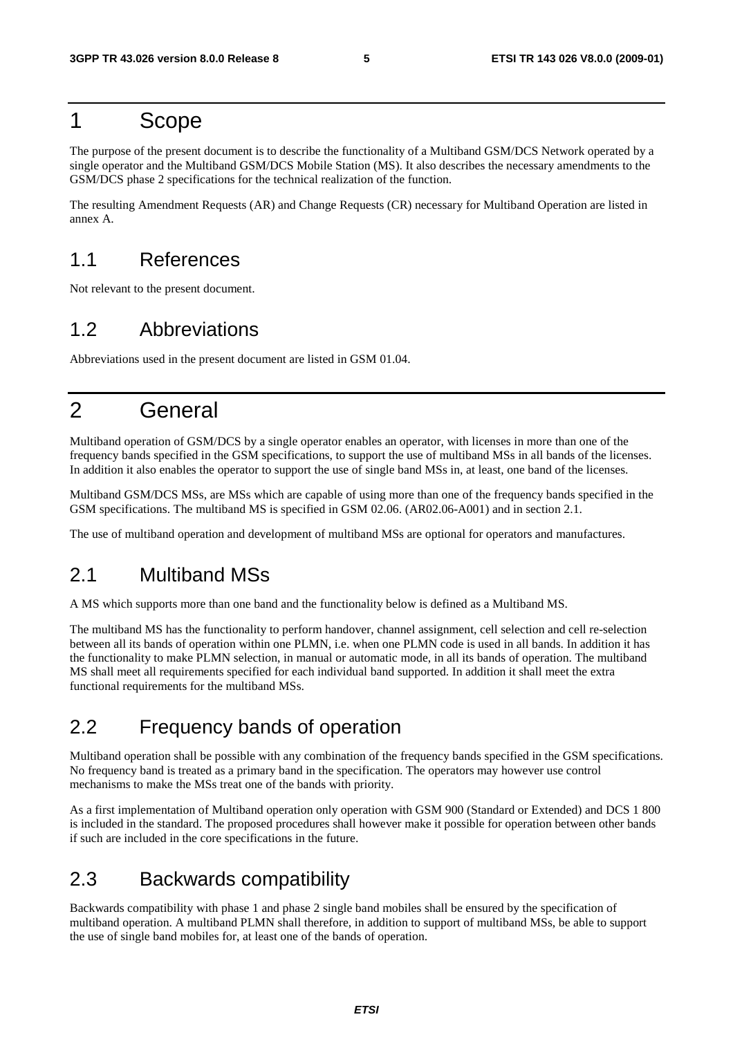# 1 Scope

The purpose of the present document is to describe the functionality of a Multiband GSM/DCS Network operated by a single operator and the Multiband GSM/DCS Mobile Station (MS). It also describes the necessary amendments to the GSM/DCS phase 2 specifications for the technical realization of the function.

The resulting Amendment Requests (AR) and Change Requests (CR) necessary for Multiband Operation are listed in annex A.

## 1.1 References

Not relevant to the present document.

## 1.2 Abbreviations

Abbreviations used in the present document are listed in GSM 01.04.

# 2 General

Multiband operation of GSM/DCS by a single operator enables an operator, with licenses in more than one of the frequency bands specified in the GSM specifications, to support the use of multiband MSs in all bands of the licenses. In addition it also enables the operator to support the use of single band MSs in, at least, one band of the licenses.

Multiband GSM/DCS MSs, are MSs which are capable of using more than one of the frequency bands specified in the GSM specifications. The multiband MS is specified in GSM 02.06. (AR02.06-A001) and in section 2.1.

The use of multiband operation and development of multiband MSs are optional for operators and manufactures.

## 2.1 Multiband MSs

A MS which supports more than one band and the functionality below is defined as a Multiband MS.

The multiband MS has the functionality to perform handover, channel assignment, cell selection and cell re-selection between all its bands of operation within one PLMN, i.e. when one PLMN code is used in all bands. In addition it has the functionality to make PLMN selection, in manual or automatic mode, in all its bands of operation. The multiband MS shall meet all requirements specified for each individual band supported. In addition it shall meet the extra functional requirements for the multiband MSs.

## 2.2 Frequency bands of operation

Multiband operation shall be possible with any combination of the frequency bands specified in the GSM specifications. No frequency band is treated as a primary band in the specification. The operators may however use control mechanisms to make the MSs treat one of the bands with priority.

As a first implementation of Multiband operation only operation with GSM 900 (Standard or Extended) and DCS 1 800 is included in the standard. The proposed procedures shall however make it possible for operation between other bands if such are included in the core specifications in the future.

## 2.3 Backwards compatibility

Backwards compatibility with phase 1 and phase 2 single band mobiles shall be ensured by the specification of multiband operation. A multiband PLMN shall therefore, in addition to support of multiband MSs, be able to support the use of single band mobiles for, at least one of the bands of operation.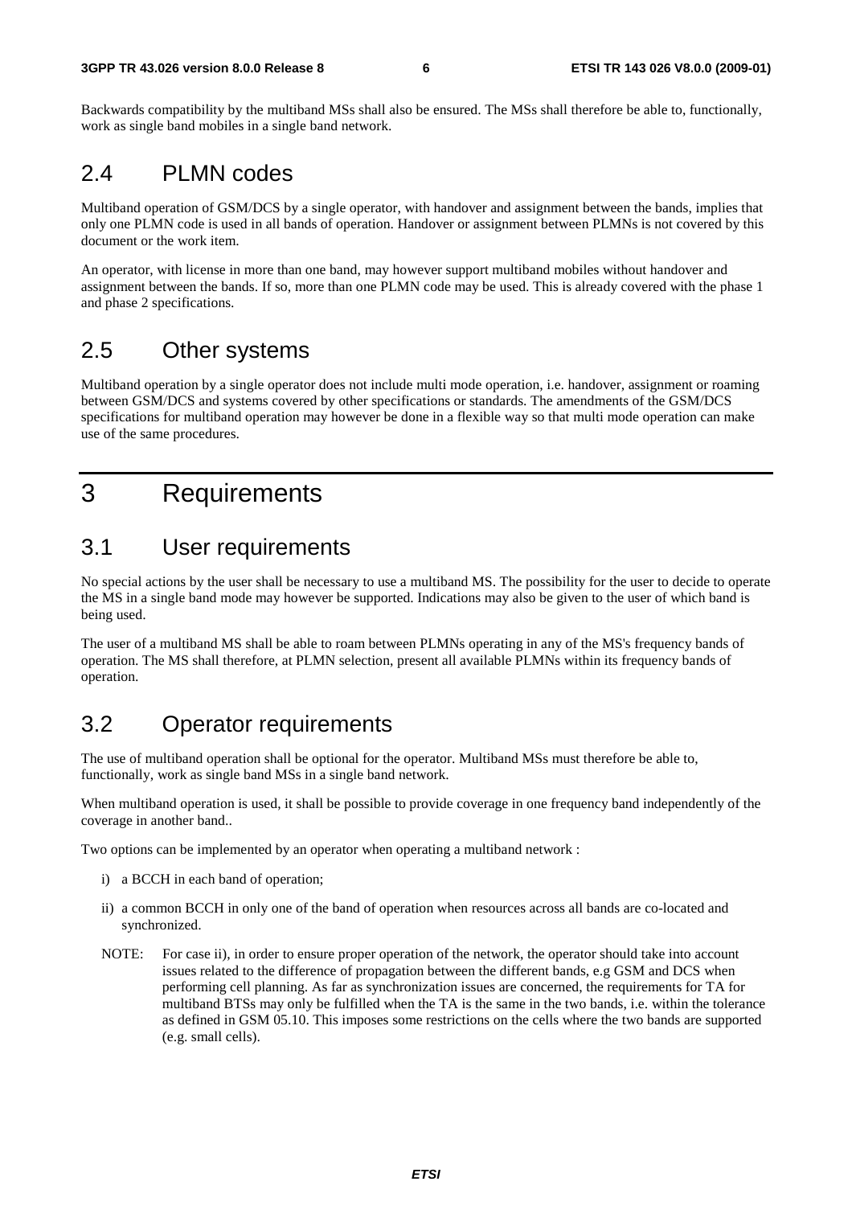Backwards compatibility by the multiband MSs shall also be ensured. The MSs shall therefore be able to, functionally, work as single band mobiles in a single band network.

## 2.4 PLMN codes

Multiband operation of GSM/DCS by a single operator, with handover and assignment between the bands, implies that only one PLMN code is used in all bands of operation. Handover or assignment between PLMNs is not covered by this document or the work item.

An operator, with license in more than one band, may however support multiband mobiles without handover and assignment between the bands. If so, more than one PLMN code may be used. This is already covered with the phase 1 and phase 2 specifications.

## 2.5 Other systems

Multiband operation by a single operator does not include multi mode operation, i.e. handover, assignment or roaming between GSM/DCS and systems covered by other specifications or standards. The amendments of the GSM/DCS specifications for multiband operation may however be done in a flexible way so that multi mode operation can make use of the same procedures.

# 3 Requirements

## 3.1 User requirements

No special actions by the user shall be necessary to use a multiband MS. The possibility for the user to decide to operate the MS in a single band mode may however be supported. Indications may also be given to the user of which band is being used.

The user of a multiband MS shall be able to roam between PLMNs operating in any of the MS's frequency bands of operation. The MS shall therefore, at PLMN selection, present all available PLMNs within its frequency bands of operation.

## 3.2 Operator requirements

The use of multiband operation shall be optional for the operator. Multiband MSs must therefore be able to, functionally, work as single band MSs in a single band network.

When multiband operation is used, it shall be possible to provide coverage in one frequency band independently of the coverage in another band..

Two options can be implemented by an operator when operating a multiband network :

i) a BCCH in each band of operation;

ii) a common BCCH in only one of the band of operation when resources across all bands are co-located and synchronized.

NOTE: For case ii), in order to ensure proper operation of the network, the operator should take into account issues related to the difference of propagation between the different bands, e.g GSM and DCS when performing cell planning. As far as synchronization issues are concerned, the requirements for TA for multiband BTSs may only be fulfilled when the TA is the same in the two bands, i.e. within the tolerance as defined in GSM 05.10. This imposes some restrictions on the cells where the two bands are supported (e.g. small cells).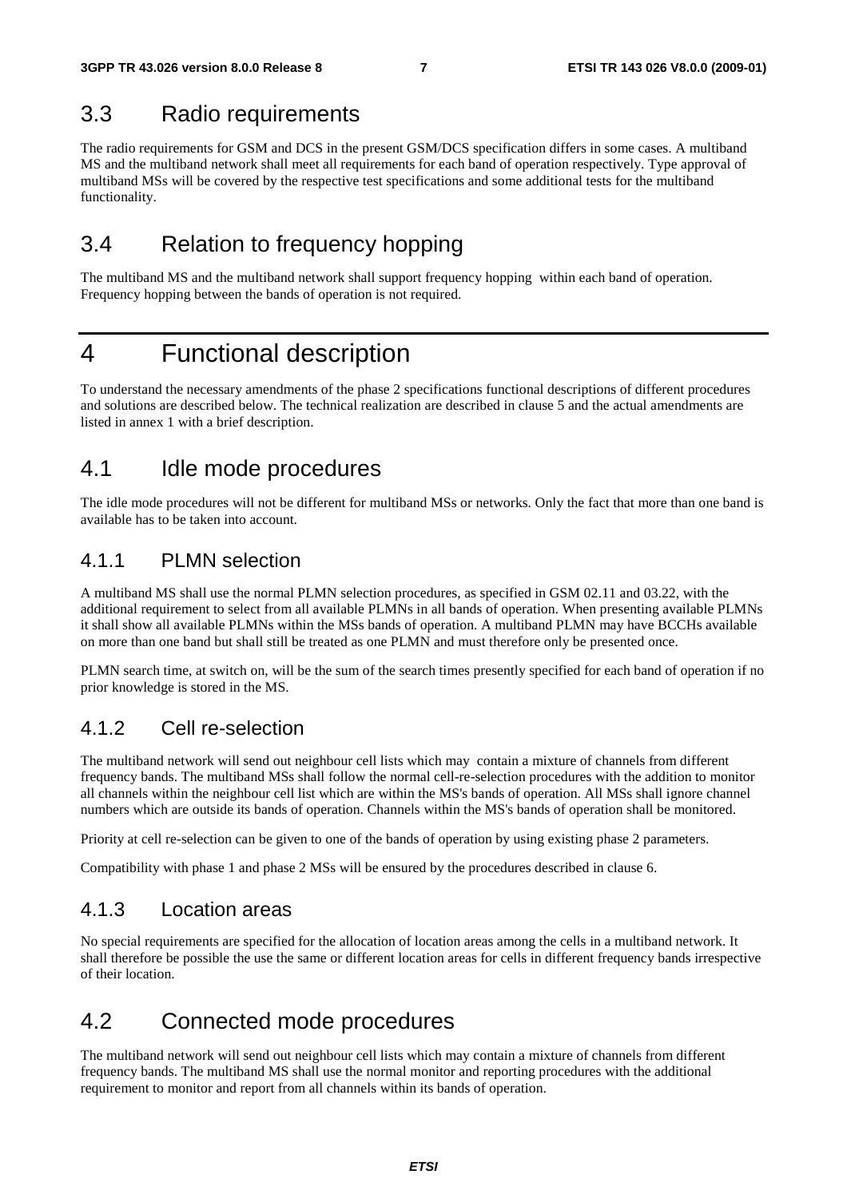## 3.3 Radio requirements

The radio requirements for GSM and DCS in the present GSM/DCS specification differs in some cases. A multiband MS and the multiband network shall meet all requirements for each band of operation respectively. Type approval of multiband MSs will be covered by the respective test specifications and some additional tests for the multiband functionality.

## 3.4 Relation to frequency hopping

The multiband MS and the multiband network shall support frequency hopping within each band of operation. Frequency hopping between the bands of operation is not required.

# 4 Functional description

To understand the necessary amendments of the phase 2 specifications functional descriptions of different procedures and solutions are described below. The technical realization are described in clause 5 and the actual amendments are listed in annex 1 with a brief description.

## 4.1 Idle mode procedures

The idle mode procedures will not be different for multiband MSs or networks. Only the fact that more than one band is available has to be taken into account.

### 4.1.1 PLMN selection

A multiband MS shall use the normal PLMN selection procedures, as specified in GSM 02.11 and 03.22, with the additional requirement to select from all available PLMNs in all bands of operation. When presenting available PLMNs it shall show all available PLMNs within the MSs bands of operation. A multiband PLMN may have BCCHs available on more than one band but shall still be treated as one PLMN and must therefore only be presented once.

PLMN search time, at switch on, will be the sum of the search times presently specified for each band of operation if no prior knowledge is stored in the MS.

### 4.1.2 Cell re-selection

The multiband network will send out neighbour cell lists which may contain a mixture of channels from different frequency bands. The multiband MSs shall follow the normal cell-re-selection procedures with the addition to monitor all channels within the neighbour cell list which are within the MS's bands of operation. All MSs shall ignore channel numbers which are outside its bands of operation. Channels within the MS's bands of operation shall be monitored.

Priority at cell re-selection can be given to one of the bands of operation by using existing phase 2 parameters.

Compatibility with phase 1 and phase 2 MSs will be ensured by the procedures described in clause 6.

### 4.1.3 Location areas

No special requirements are specified for the allocation of location areas among the cells in a multiband network. It shall therefore be possible the use the same or different location areas for cells in different frequency bands irrespective of their location.

## 4.2 Connected mode procedures

The multiband network will send out neighbour cell lists which may contain a mixture of channels from different frequency bands. The multiband MS shall use the normal monitor and reporting procedures with the additional requirement to monitor and report from all channels within its bands of operation.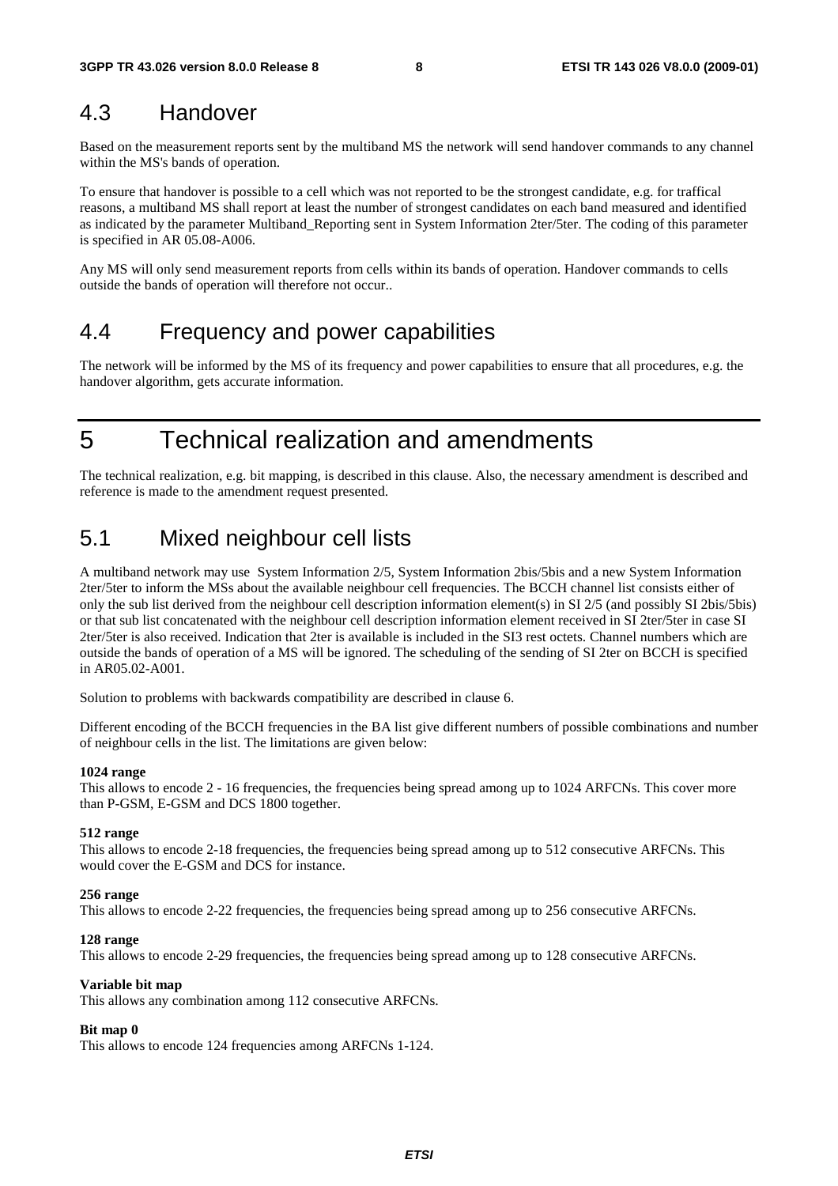## 4.3 Handover

Based on the measurement reports sent by the multiband MS the network will send handover commands to any channel within the MS's bands of operation.

To ensure that handover is possible to a cell which was not reported to be the strongest candidate, e.g. for traffical reasons, a multiband MS shall report at least the number of strongest candidates on each band measured and identified as indicated by the parameter Multiband_Reporting sent in System Information 2ter/5ter. The coding of this parameter is specified in AR 05.08-A006.

Any MS will only send measurement reports from cells within its bands of operation. Handover commands to cells outside the bands of operation will therefore not occur..

## 4.4 Frequency and power capabilities

The network will be informed by the MS of its frequency and power capabilities to ensure that all procedures, e.g. the handover algorithm, gets accurate information.

# 5 Technical realization and amendments

The technical realization, e.g. bit mapping, is described in this clause. Also, the necessary amendment is described and reference is made to the amendment request presented.

## 5.1 Mixed neighbour cell lists

A multiband network may use System Information 2/5, System Information 2bis/5bis and a new System Information 2ter/5ter to inform the MSs about the available neighbour cell frequencies. The BCCH channel list consists either of only the sub list derived from the neighbour cell description information element(s) in SI 2/5 (and possibly SI 2bis/5bis) or that sub list concatenated with the neighbour cell description information element received in SI 2ter/5ter in case SI 2ter/5ter is also received. Indication that 2ter is available is included in the SI3 rest octets. Channel numbers which are outside the bands of operation of a MS will be ignored. The scheduling of the sending of SI 2ter on BCCH is specified in AR05.02-A001.

Solution to problems with backwards compatibility are described in clause 6.

Different encoding of the BCCH frequencies in the BA list give different numbers of possible combinations and number of neighbour cells in the list. The limitations are given below:

**1024 range**
This allows to encode 2 - 16 frequencies, the frequencies being spread among up to 1024 ARFCNs. This cover more than P-GSM, E-GSM and DCS 1800 together.

**512 range**
This allows to encode 2-18 frequencies, the frequencies being spread among up to 512 consecutive ARFCNs. This would cover the E-GSM and DCS for instance.

**256 range**
This allows to encode 2-22 frequencies, the frequencies being spread among up to 256 consecutive ARFCNs.

**128 range**
This allows to encode 2-29 frequencies, the frequencies being spread among up to 128 consecutive ARFCNs.

**Variable bit map**
This allows any combination among 112 consecutive ARFCNs.

**Bit map 0**
This allows to encode 124 frequencies among ARFCNs 1-124.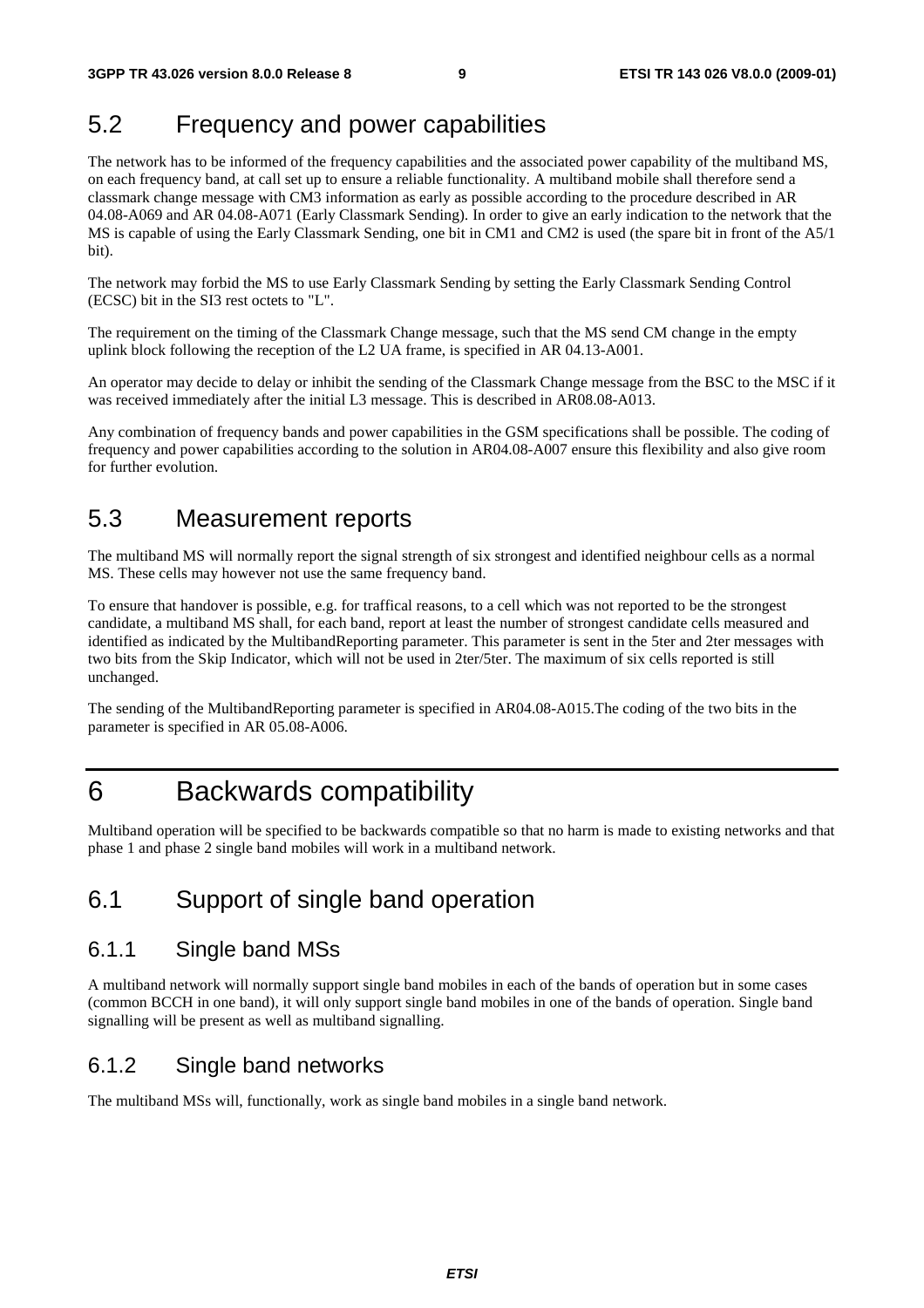## 5.2 Frequency and power capabilities

The network has to be informed of the frequency capabilities and the associated power capability of the multiband MS, on each frequency band, at call set up to ensure a reliable functionality. A multiband mobile shall therefore send a classmark change message with CM3 information as early as possible according to the procedure described in AR 04.08-A069 and AR 04.08-A071 (Early Classmark Sending). In order to give an early indication to the network that the MS is capable of using the Early Classmark Sending, one bit in CM1 and CM2 is used (the spare bit in front of the A5/1 bit).

The network may forbid the MS to use Early Classmark Sending by setting the Early Classmark Sending Control (ECSC) bit in the SI3 rest octets to "L".

The requirement on the timing of the Classmark Change message, such that the MS send CM change in the empty uplink block following the reception of the L2 UA frame, is specified in AR 04.13-A001.

An operator may decide to delay or inhibit the sending of the Classmark Change message from the BSC to the MSC if it was received immediately after the initial L3 message. This is described in AR08.08-A013.

Any combination of frequency bands and power capabilities in the GSM specifications shall be possible. The coding of frequency and power capabilities according to the solution in AR04.08-A007 ensure this flexibility and also give room for further evolution.

## 5.3 Measurement reports

The multiband MS will normally report the signal strength of six strongest and identified neighbour cells as a normal MS. These cells may however not use the same frequency band.

To ensure that handover is possible, e.g. for traffical reasons, to a cell which was not reported to be the strongest candidate, a multiband MS shall, for each band, report at least the number of strongest candidate cells measured and identified as indicated by the MultibandReporting parameter. This parameter is sent in the 5ter and 2ter messages with two bits from the Skip Indicator, which will not be used in 2ter/5ter. The maximum of six cells reported is still unchanged.

The sending of the MultibandReporting parameter is specified in AR04.08-A015.The coding of the two bits in the parameter is specified in AR 05.08-A006.

# 6 Backwards compatibility

Multiband operation will be specified to be backwards compatible so that no harm is made to existing networks and that phase 1 and phase 2 single band mobiles will work in a multiband network.

## 6.1 Support of single band operation

### 6.1.1 Single band MSs

A multiband network will normally support single band mobiles in each of the bands of operation but in some cases (common BCCH in one band), it will only support single band mobiles in one of the bands of operation. Single band signalling will be present as well as multiband signalling.

### 6.1.2 Single band networks

The multiband MSs will, functionally, work as single band mobiles in a single band network.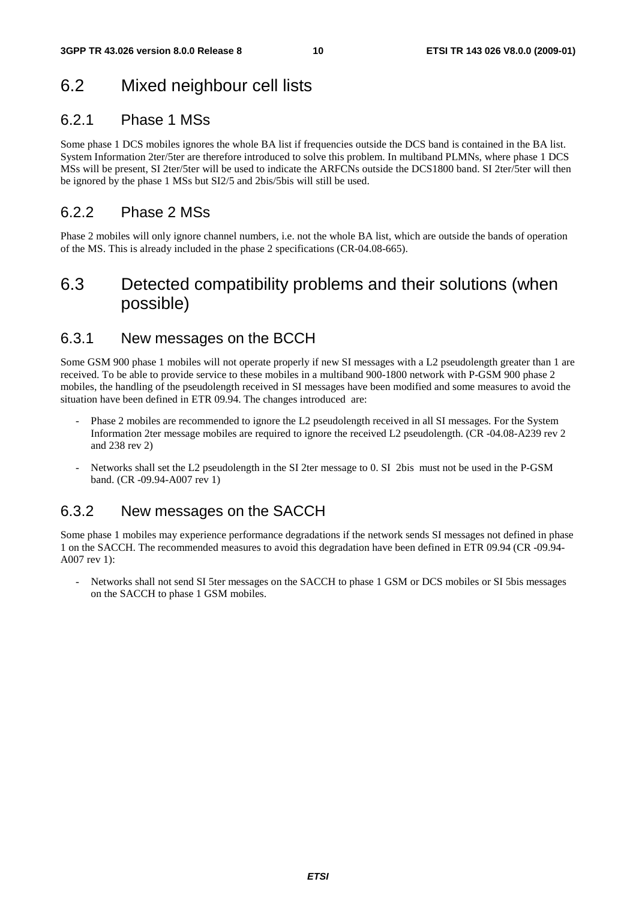## 6.2 Mixed neighbour cell lists

### 6.2.1 Phase 1 MSs

Some phase 1 DCS mobiles ignores the whole BA list if frequencies outside the DCS band is contained in the BA list. System Information 2ter/5ter are therefore introduced to solve this problem. In multiband PLMNs, where phase 1 DCS MSs will be present, SI 2ter/5ter will be used to indicate the ARFCNs outside the DCS1800 band. SI 2ter/5ter will then be ignored by the phase 1 MSs but SI2/5 and 2bis/5bis will still be used.

### 6.2.2 Phase 2 MSs

Phase 2 mobiles will only ignore channel numbers, i.e. not the whole BA list, which are outside the bands of operation of the MS. This is already included in the phase 2 specifications (CR-04.08-665).

## 6.3 Detected compatibility problems and their solutions (when possible)

### 6.3.1 New messages on the BCCH

Some GSM 900 phase 1 mobiles will not operate properly if new SI messages with a L2 pseudolength greater than 1 are received. To be able to provide service to these mobiles in a multiband 900-1800 network with P-GSM 900 phase 2 mobiles, the handling of the pseudolength received in SI messages have been modified and some measures to avoid the situation have been defined in ETR 09.94. The changes introduced are:

- Phase 2 mobiles are recommended to ignore the L2 pseudolength received in all SI messages. For the System Information 2ter message mobiles are required to ignore the received L2 pseudolength. (CR -04.08-A239 rev 2 and 238 rev 2)
- Networks shall set the L2 pseudolength in the SI 2ter message to 0. SI 2bis must not be used in the P-GSM band. (CR -09.94-A007 rev 1)

### 6.3.2 New messages on the SACCH

Some phase 1 mobiles may experience performance degradations if the network sends SI messages not defined in phase 1 on the SACCH. The recommended measures to avoid this degradation have been defined in ETR 09.94 (CR -09.94-A007 rev 1):

- Networks shall not send SI 5ter messages on the SACCH to phase 1 GSM or DCS mobiles or SI 5bis messages on the SACCH to phase 1 GSM mobiles.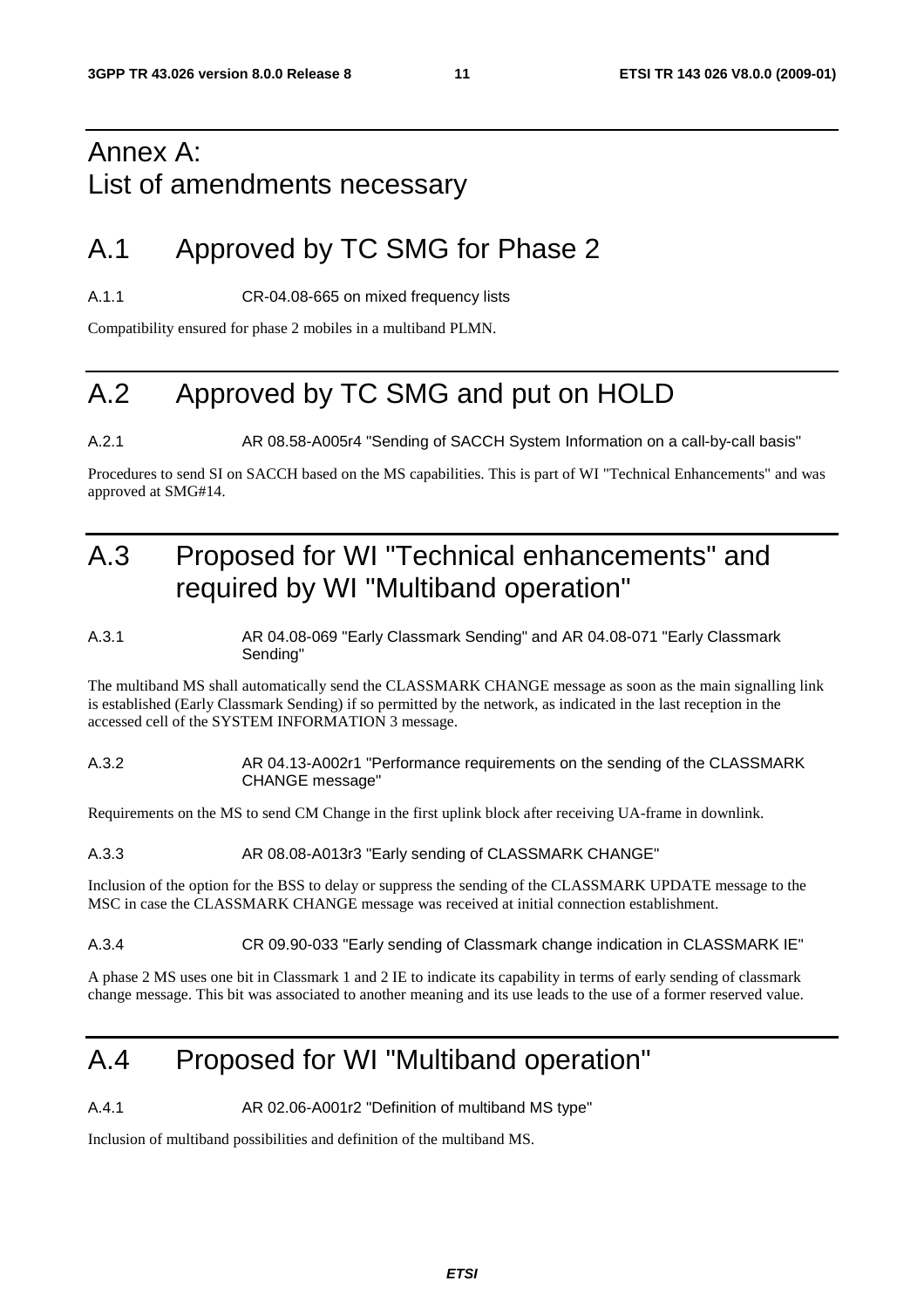# Annex A: List of amendments necessary

# A.1 Approved by TC SMG for Phase 2

A.1.1 CR-04.08-665 on mixed frequency lists

Compatibility ensured for phase 2 mobiles in a multiband PLMN.

# A.2 Approved by TC SMG and put on HOLD

A.2.1 AR 08.58-A005r4 "Sending of SACCH System Information on a call-by-call basis"

Procedures to send SI on SACCH based on the MS capabilities. This is part of WI "Technical Enhancements" and was approved at SMG#14.

# A.3 Proposed for WI "Technical enhancements" and required by WI "Multiband operation"

A.3.1 AR 04.08-069 "Early Classmark Sending" and AR 04.08-071 "Early Classmark Sending"

The multiband MS shall automatically send the CLASSMARK CHANGE message as soon as the main signalling link is established (Early Classmark Sending) if so permitted by the network, as indicated in the last reception in the accessed cell of the SYSTEM INFORMATION 3 message.

A.3.2 AR 04.13-A002r1 "Performance requirements on the sending of the CLASSMARK CHANGE message"

Requirements on the MS to send CM Change in the first uplink block after receiving UA-frame in downlink.

A.3.3 AR 08.08-A013r3 "Early sending of CLASSMARK CHANGE"

Inclusion of the option for the BSS to delay or suppress the sending of the CLASSMARK UPDATE message to the MSC in case the CLASSMARK CHANGE message was received at initial connection establishment.

A.3.4 CR 09.90-033 "Early sending of Classmark change indication in CLASSMARK IE"

A phase 2 MS uses one bit in Classmark 1 and 2 IE to indicate its capability in terms of early sending of classmark change message. This bit was associated to another meaning and its use leads to the use of a former reserved value.

# A.4 Proposed for WI "Multiband operation"

A.4.1 AR 02.06-A001r2 "Definition of multiband MS type"

Inclusion of multiband possibilities and definition of the multiband MS.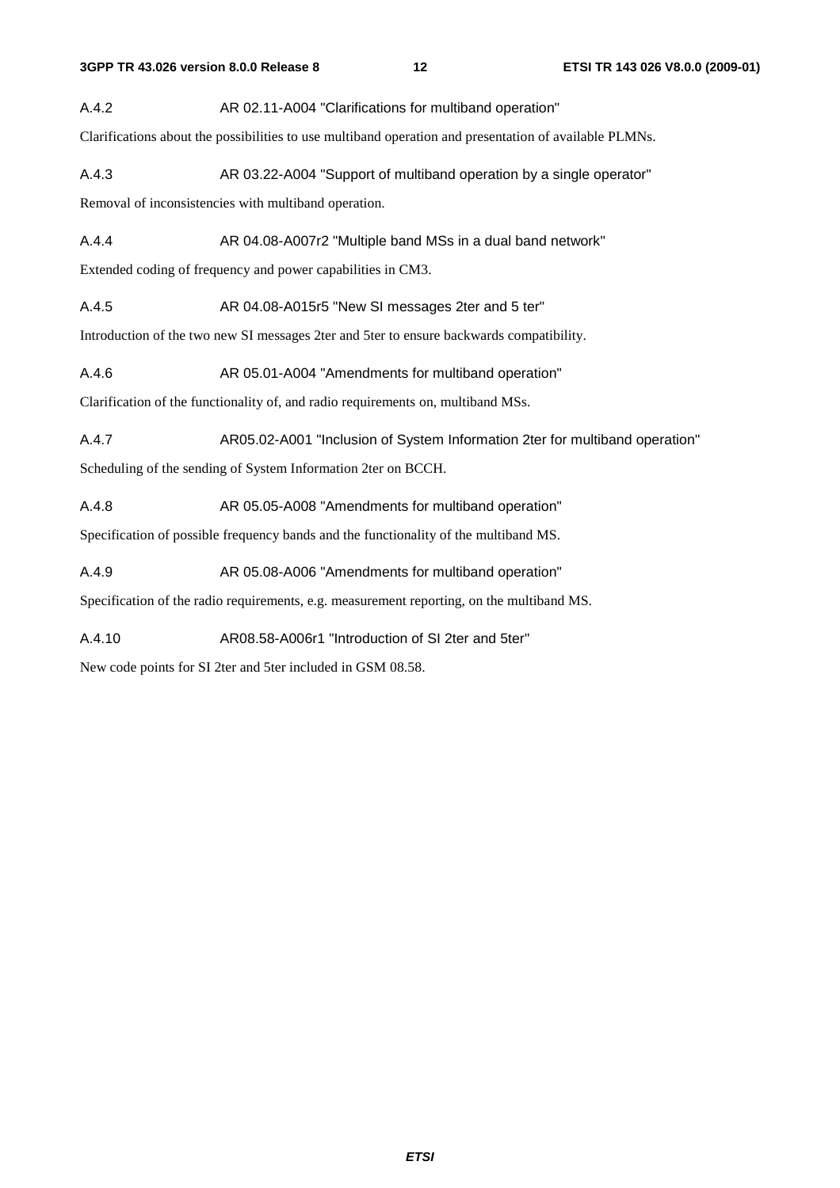### A.4.2 AR 02.11-A004 "Clarifications for multiband operation"

Clarifications about the possibilities to use multiband operation and presentation of available PLMNs.

### A.4.3 AR 03.22-A004 "Support of multiband operation by a single operator"

Removal of inconsistencies with multiband operation.

### A.4.4 AR 04.08-A007r2 "Multiple band MSs in a dual band network"

Extended coding of frequency and power capabilities in CM3.

### A.4.5 AR 04.08-A015r5 "New SI messages 2ter and 5 ter"

Introduction of the two new SI messages 2ter and 5ter to ensure backwards compatibility.

### A.4.6 AR 05.01-A004 "Amendments for multiband operation"

Clarification of the functionality of, and radio requirements on, multiband MSs.

### A.4.7 AR05.02-A001 "Inclusion of System Information 2ter for multiband operation"

Scheduling of the sending of System Information 2ter on BCCH.

### A.4.8 AR 05.05-A008 "Amendments for multiband operation"

Specification of possible frequency bands and the functionality of the multiband MS.

### A.4.9 AR 05.08-A006 "Amendments for multiband operation"

Specification of the radio requirements, e.g. measurement reporting, on the multiband MS.

### A.4.10 AR08.58-A006r1 "Introduction of SI 2ter and 5ter"

New code points for SI 2ter and 5ter included in GSM 08.58.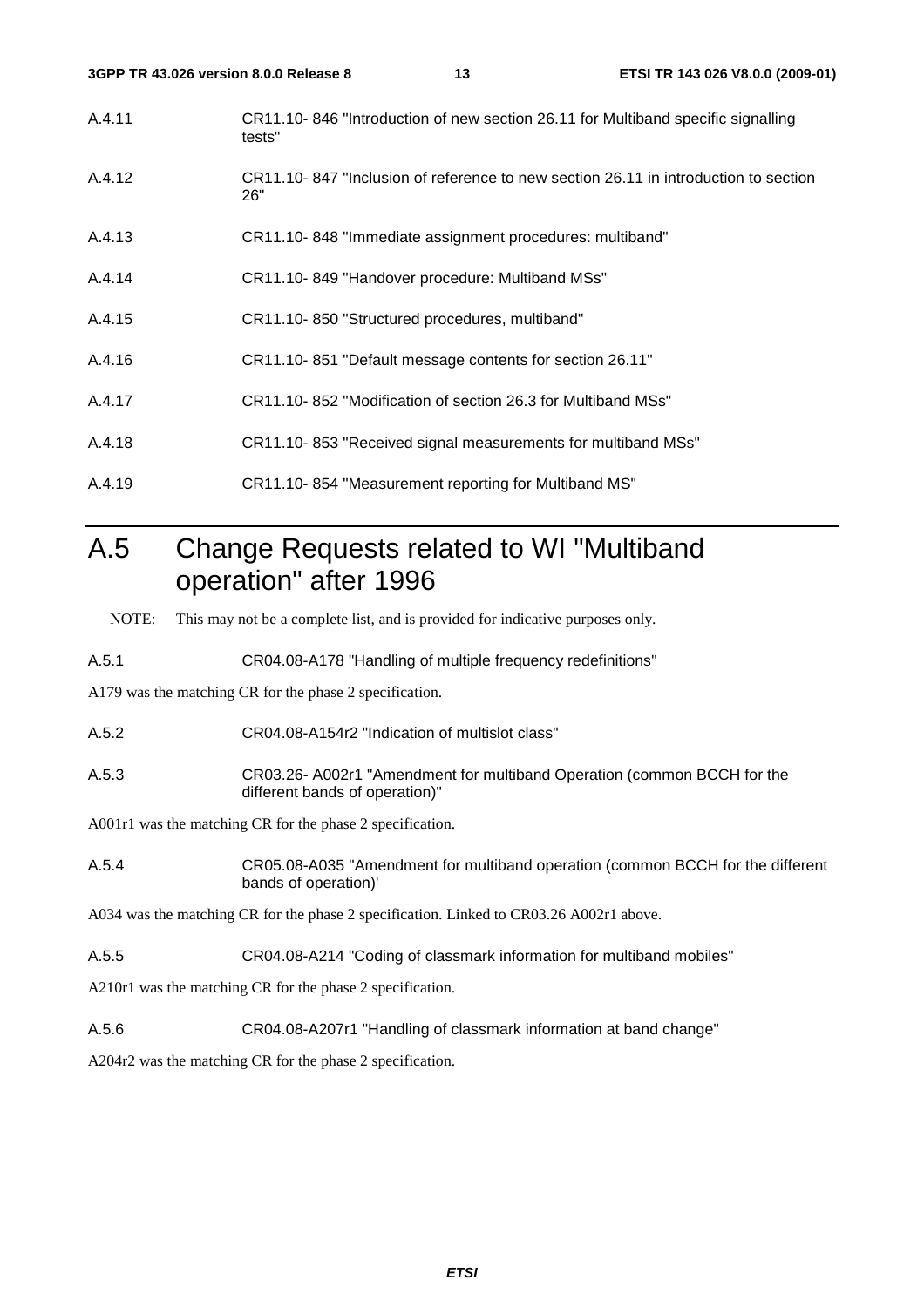A.4.11 CR11.10- 846 "Introduction of new section 26.11 for Multiband specific signalling tests"

A.4.12 CR11.10- 847 "Inclusion of reference to new section 26.11 in introduction to section 26"

A.4.13 CR11.10- 848 "Immediate assignment procedures: multiband"

A.4.14 CR11.10- 849 "Handover procedure: Multiband MSs"

A.4.15 CR11.10- 850 "Structured procedures, multiband"

A.4.16 CR11.10- 851 "Default message contents for section 26.11"

A.4.17 CR11.10- 852 "Modification of section 26.3 for Multiband MSs"

A.4.18 CR11.10- 853 "Received signal measurements for multiband MSs"

A.4.19 CR11.10- 854 "Measurement reporting for Multiband MS"

# A.5 Change Requests related to WI "Multiband operation" after 1996

NOTE: This may not be a complete list, and is provided for indicative purposes only.

A.5.1 CR04.08-A178 "Handling of multiple frequency redefinitions"

A179 was the matching CR for the phase 2 specification.

A.5.2 CR04.08-A154r2 "Indication of multislot class"

A.5.3 CR03.26- A002r1 "Amendment for multiband Operation (common BCCH for the different bands of operation)"

A001r1 was the matching CR for the phase 2 specification.

A.5.4 CR05.08-A035 "Amendment for multiband operation (common BCCH for the different bands of operation)'

A034 was the matching CR for the phase 2 specification. Linked to CR03.26 A002r1 above.

A.5.5 CR04.08-A214 "Coding of classmark information for multiband mobiles"

A210r1 was the matching CR for the phase 2 specification.

A.5.6 CR04.08-A207r1 "Handling of classmark information at band change"

A204r2 was the matching CR for the phase 2 specification.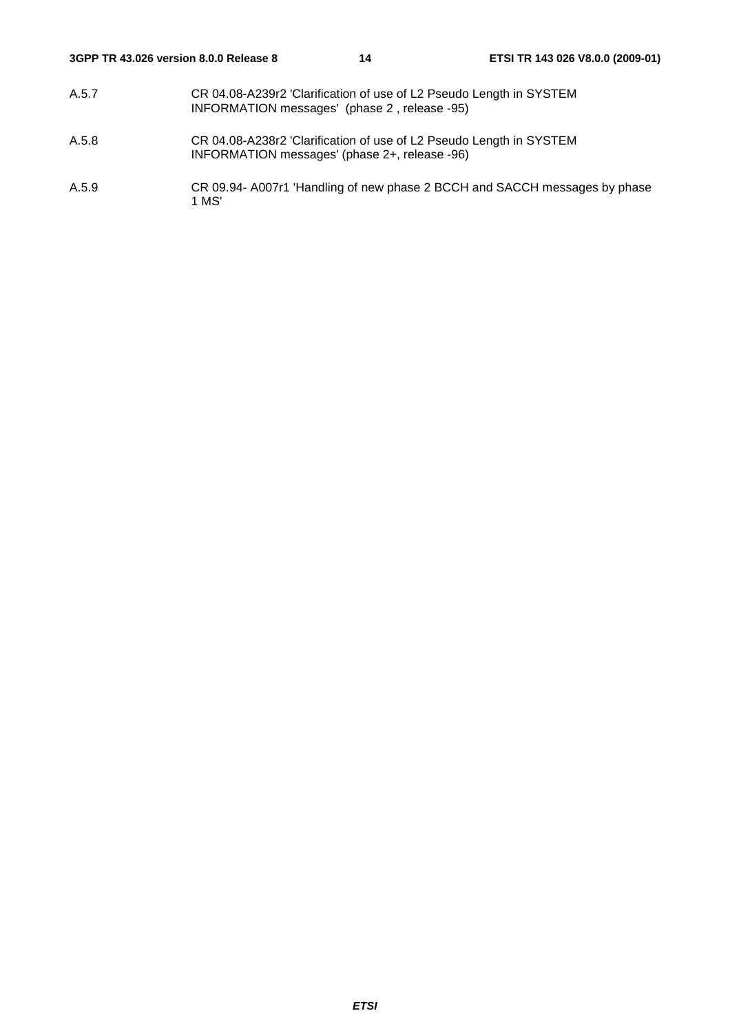A.5.7 CR 04.08-A239r2 'Clarification of use of L2 Pseudo Length in SYSTEM INFORMATION messages' (phase 2 , release -95)

A.5.8 CR 04.08-A238r2 'Clarification of use of L2 Pseudo Length in SYSTEM INFORMATION messages' (phase 2+, release -96)

A.5.9 CR 09.94- A007r1 'Handling of new phase 2 BCCH and SACCH messages by phase 1 MS'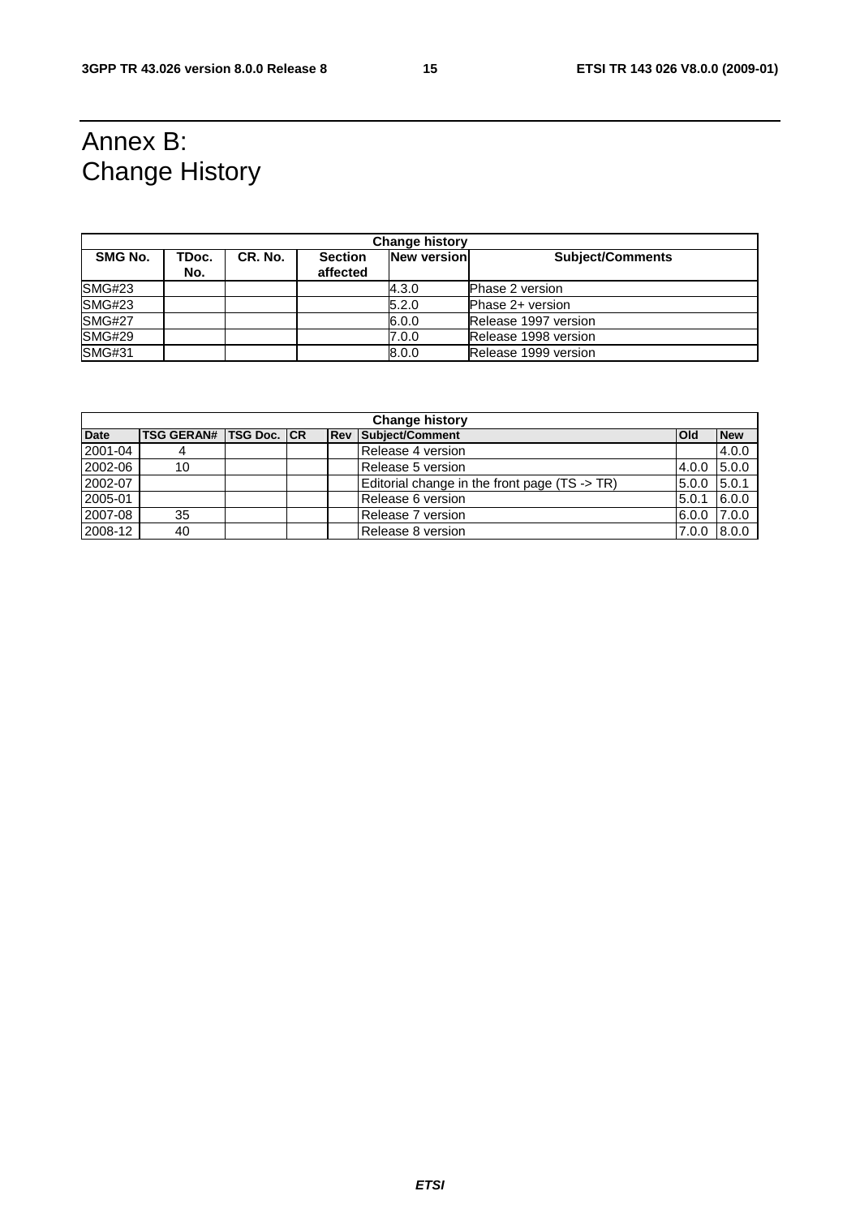# Annex B: Change History

| Change history | | | | | |
|---|---|---|---|---|---|
| **SMG No.** | **TDoc. No.** | **CR. No.** | **Section affected** | **New version** | **Subject/Comments** |
| SMG#23 | | | | 4.3.0 | Phase 2 version |
| SMG#23 | | | | 5.2.0 | Phase 2+ version |
| SMG#27 | | | | 6.0.0 | Release 1997 version |
| SMG#29 | | | | 7.0.0 | Release 1998 version |
| SMG#31 | | | | 8.0.0 | Release 1999 version |

| Change history | | | | | | | |
|---|---|---|---|---|---|---|---|
| **Date** | **TSG GERAN#** | **TSG Doc.** | **CR** | **Rev** | **Subject/Comment** | **Old** | **New** |
| 2001-04 | 4 | | | | Release 4 version | | 4.0.0 |
| 2002-06 | 10 | | | | Release 5 version | 4.0.0 | 5.0.0 |
| 2002-07 | | | | | Editorial change in the front page (TS -> TR) | 5.0.0 | 5.0.1 |
| 2005-01 | | | | | Release 6 version | 5.0.1 | 6.0.0 |
| 2007-08 | 35 | | | | Release 7 version | 6.0.0 | 7.0.0 |
| 2008-12 | 40 | | | | Release 8 version | 7.0.0 | 8.0.0 |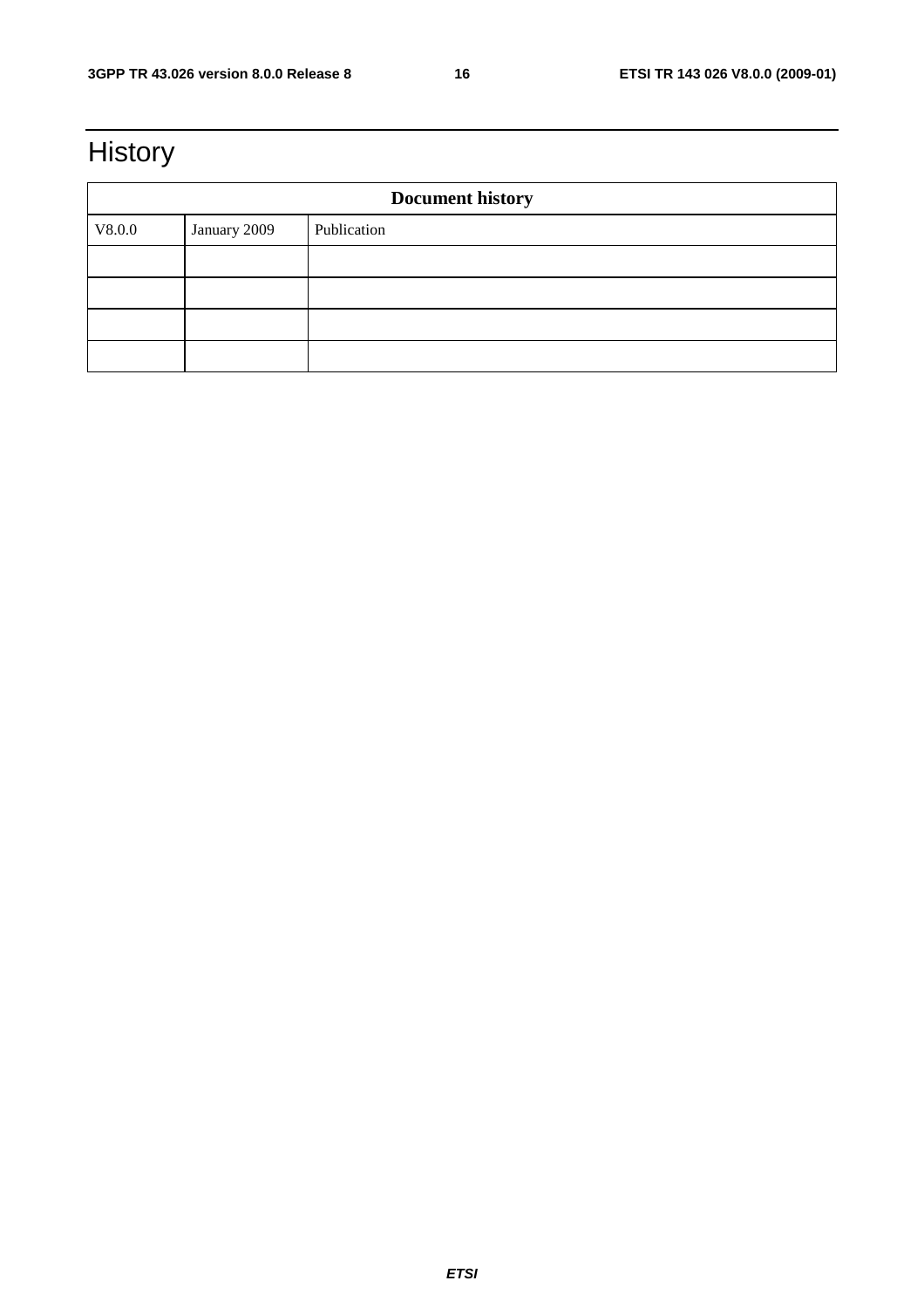# History

| Document history | | |
|---|---|---|
| V8.0.0 | January 2009 | Publication |
| | | |
| | | |
| | | |
| | | |